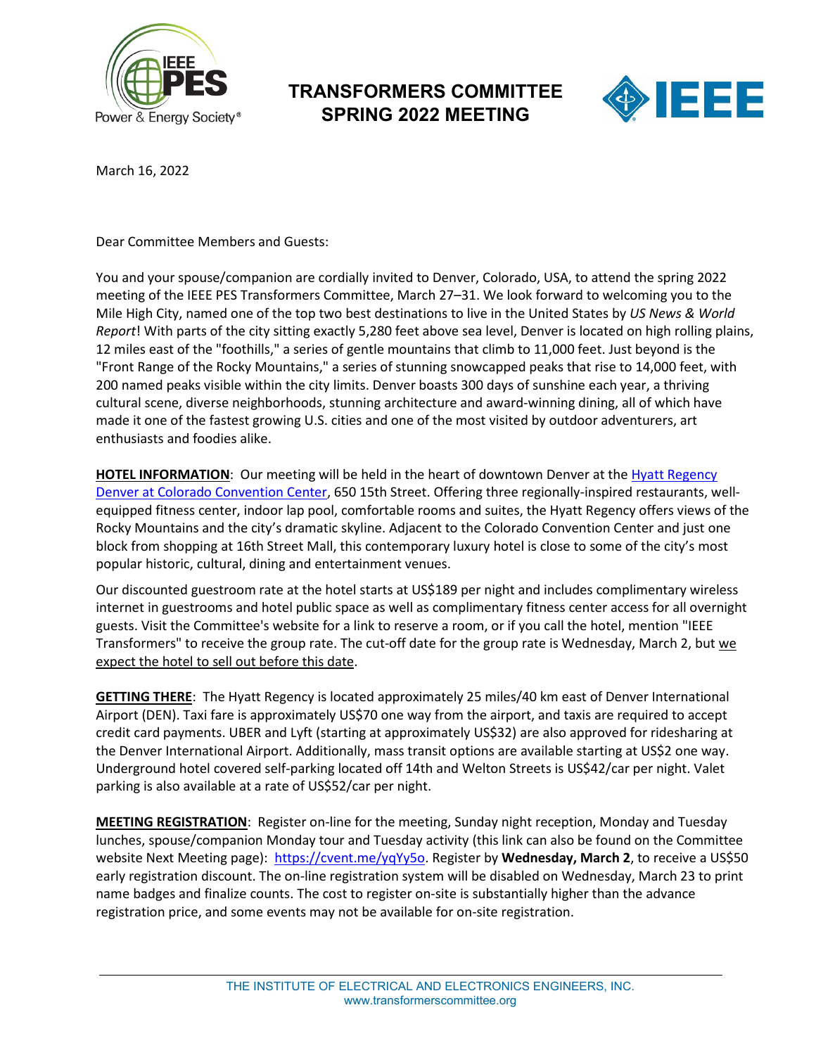# TRANSFORMERS COMMITTEE SPRING 2022 MEETING

March 16, 2022

Dear Committee Members and Guests:

You and your spouse/companion are cordially invited to Denver, Colorado, USA, to attend the spring 2022 meeting of the IEEE PES Transformers Committee, March 27–31. We look forward to welcoming you to the Mile High City, named one of the top two best destinations to live in the United States by *US News & World Report*! With parts of the city sitting exactly 5,280 feet above sea level, Denver is located on high rolling plains, 12 miles east of the "foothills," a series of gentle mountains that climb to 11,000 feet. Just beyond is the "Front Range of the Rocky Mountains," a series of stunning snowcapped peaks that rise to 14,000 feet, with 200 named peaks visible within the city limits. Denver boasts 300 days of sunshine each year, a thriving cultural scene, diverse neighborhoods, stunning architecture and award-winning dining, all of which have made it one of the fastest growing U.S. cities and one of the most visited by outdoor adventurers, art enthusiasts and foodies alike.

**HOTEL INFORMATION**: Our meeting will be held in the heart of downtown Denver at the Hyatt Regency Denver at Colorado Convention Center, 650 15th Street. Offering three regionally-inspired restaurants, well-equipped fitness center, indoor lap pool, comfortable rooms and suites, the Hyatt Regency offers views of the Rocky Mountains and the city's dramatic skyline. Adjacent to the Colorado Convention Center and just one block from shopping at 16th Street Mall, this contemporary luxury hotel is close to some of the city's most popular historic, cultural, dining and entertainment venues.

Our discounted guestroom rate at the hotel starts at US$189 per night and includes complimentary wireless internet in guestrooms and hotel public space as well as complimentary fitness center access for all overnight guests. Visit the Committee's website for a link to reserve a room, or if you call the hotel, mention "IEEE Transformers" to receive the group rate. The cut-off date for the group rate is Wednesday, March 2, but we expect the hotel to sell out before this date.

**GETTING THERE**: The Hyatt Regency is located approximately 25 miles/40 km east of Denver International Airport (DEN). Taxi fare is approximately US$70 one way from the airport, and taxis are required to accept credit card payments. UBER and Lyft (starting at approximately US$32) are also approved for ridesharing at the Denver International Airport. Additionally, mass transit options are available starting at US$2 one way. Underground hotel covered self-parking located off 14th and Welton Streets is US$42/car per night. Valet parking is also available at a rate of US$52/car per night.

**MEETING REGISTRATION**: Register on-line for the meeting, Sunday night reception, Monday and Tuesday lunches, spouse/companion Monday tour and Tuesday activity (this link can also be found on the Committee website Next Meeting page): https://cvent.me/yqYy5o. Register by **Wednesday, March 2**, to receive a US$50 early registration discount. The on-line registration system will be disabled on Wednesday, March 23 to print name badges and finalize counts. The cost to register on-site is substantially higher than the advance registration price, and some events may not be available for on-site registration.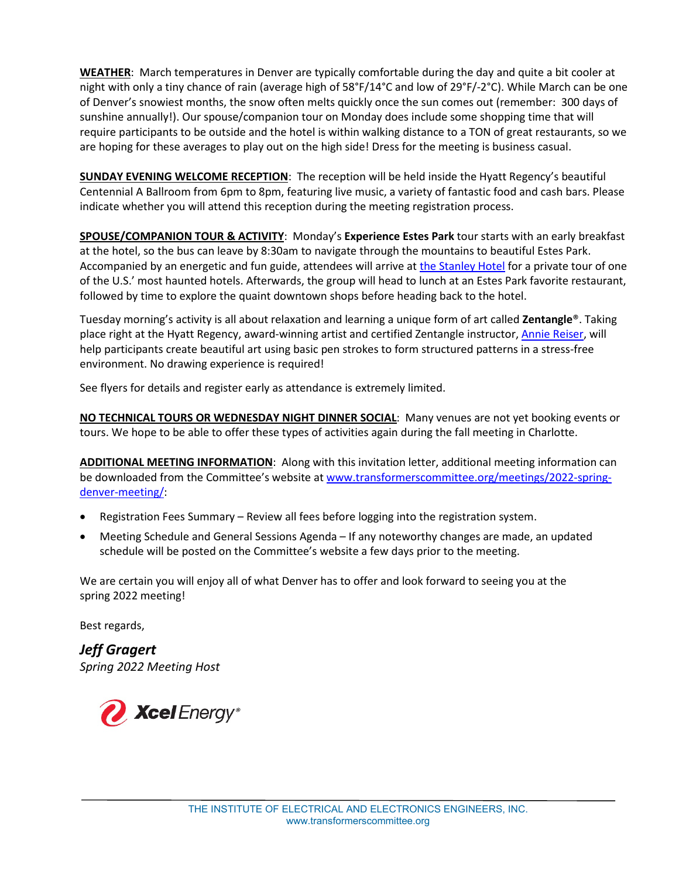**WEATHER**: March temperatures in Denver are typically comfortable during the day and quite a bit cooler at night with only a tiny chance of rain (average high of 58°F/14°C and low of 29°F/-2°C). While March can be one of Denver's snowiest months, the snow often melts quickly once the sun comes out (remember: 300 days of sunshine annually!). Our spouse/companion tour on Monday does include some shopping time that will require participants to be outside and the hotel is within walking distance to a TON of great restaurants, so we are hoping for these averages to play out on the high side! Dress for the meeting is business casual.

**SUNDAY EVENING WELCOME RECEPTION**: The reception will be held inside the Hyatt Regency's beautiful Centennial A Ballroom from 6pm to 8pm, featuring live music, a variety of fantastic food and cash bars. Please indicate whether you will attend this reception during the meeting registration process.

**SPOUSE/COMPANION TOUR & ACTIVITY**: Monday's **Experience Estes Park** tour starts with an early breakfast at the hotel, so the bus can leave by 8:30am to navigate through the mountains to beautiful Estes Park. Accompanied by an energetic and fun guide, attendees will arrive at the Stanley Hotel for a private tour of one of the U.S.' most haunted hotels. Afterwards, the group will head to lunch at an Estes Park favorite restaurant, followed by time to explore the quaint downtown shops before heading back to the hotel.

Tuesday morning's activity is all about relaxation and learning a unique form of art called **Zentangle**®. Taking place right at the Hyatt Regency, award-winning artist and certified Zentangle instructor, Annie Reiser, will help participants create beautiful art using basic pen strokes to form structured patterns in a stress-free environment. No drawing experience is required!

See flyers for details and register early as attendance is extremely limited.

**NO TECHNICAL TOURS OR WEDNESDAY NIGHT DINNER SOCIAL**: Many venues are not yet booking events or tours. We hope to be able to offer these types of activities again during the fall meeting in Charlotte.

**ADDITIONAL MEETING INFORMATION**: Along with this invitation letter, additional meeting information can be downloaded from the Committee's website at www.transformerscommittee.org/meetings/2022-spring-denver-meeting/:

- Registration Fees Summary – Review all fees before logging into the registration system.
- Meeting Schedule and General Sessions Agenda – If any noteworthy changes are made, an updated schedule will be posted on the Committee's website a few days prior to the meeting.

We are certain you will enjoy all of what Denver has to offer and look forward to seeing you at the spring 2022 meeting!

Best regards,

***Jeff Gragert***
*Spring 2022 Meeting Host*

Xcel Energy®